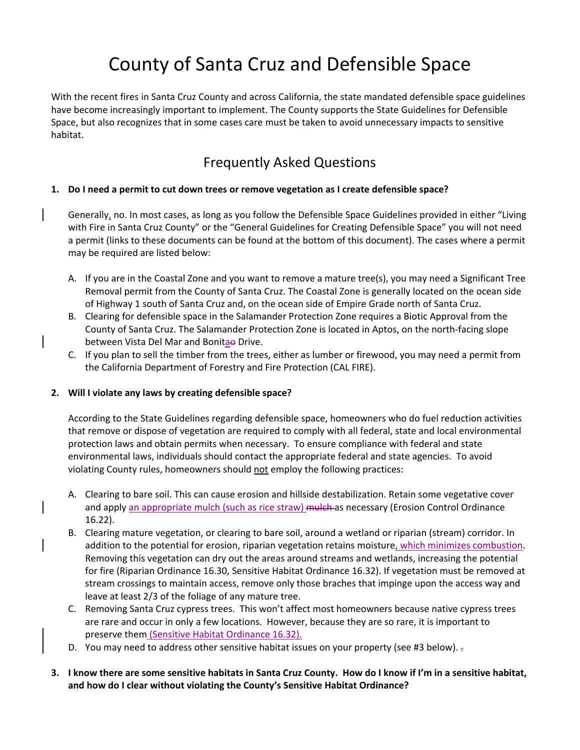# County of Santa Cruz and Defensible Space

With the recent fires in Santa Cruz County and across California, the state mandated defensible space guidelines have become increasingly important to implement. The County supports the State Guidelines for Defensible Space, but also recognizes that in some cases care must be taken to avoid unnecessary impacts to sensitive habitat.

## Frequently Asked Questions

**1. Do I need a permit to cut down trees or remove vegetation as I create defensible space?**

Generally, no. In most cases, as long as you follow the Defensible Space Guidelines provided in either "Living with Fire in Santa Cruz County" or the "General Guidelines for Creating Defensible Space" you will not need a permit (links to these documents can be found at the bottom of this document). The cases where a permit may be required are listed below:

A. If you are in the Coastal Zone and you want to remove a mature tree(s), you may need a Significant Tree Removal permit from the County of Santa Cruz. The Coastal Zone is generally located on the ocean side of Highway 1 south of Santa Cruz and, on the ocean side of Empire Grade north of Santa Cruz.

B. Clearing for defensible space in the Salamander Protection Zone requires a Biotic Approval from the County of Santa Cruz. The Salamander Protection Zone is located in Aptos, on the north-facing slope between Vista Del Mar and Bonita Drive.

C. If you plan to sell the timber from the trees, either as lumber or firewood, you may need a permit from the California Department of Forestry and Fire Protection (CAL FIRE).

**2. Will I violate any laws by creating defensible space?**

According to the State Guidelines regarding defensible space, homeowners who do fuel reduction activities that remove or dispose of vegetation are required to comply with all federal, state and local environmental protection laws and obtain permits when necessary. To ensure compliance with federal and state environmental laws, individuals should contact the appropriate federal and state agencies. To avoid violating County rules, homeowners should not employ the following practices:

A. Clearing to bare soil. This can cause erosion and hillside destabilization. Retain some vegetative cover and apply an appropriate mulch (such as rice straw) as necessary (Erosion Control Ordinance 16.22).

B. Clearing mature vegetation, or clearing to bare soil, around a wetland or riparian (stream) corridor. In addition to the potential for erosion, riparian vegetation retains moisture, which minimizes combustion. Removing this vegetation can dry out the areas around streams and wetlands, increasing the potential for fire (Riparian Ordinance 16.30, Sensitive Habitat Ordinance 16.32). If vegetation must be removed at stream crossings to maintain access, remove only those braches that impinge upon the access way and leave at least 2/3 of the foliage of any mature tree.

C. Removing Santa Cruz cypress trees. This won't affect most homeowners because native cypress trees are rare and occur in only a few locations. However, because they are so rare, it is important to preserve them (Sensitive Habitat Ordinance 16.32).

D. You may need to address other sensitive habitat issues on your property (see #3 below).

**3. I know there are some sensitive habitats in Santa Cruz County. How do I know if I'm in a sensitive habitat, and how do I clear without violating the County's Sensitive Habitat Ordinance?**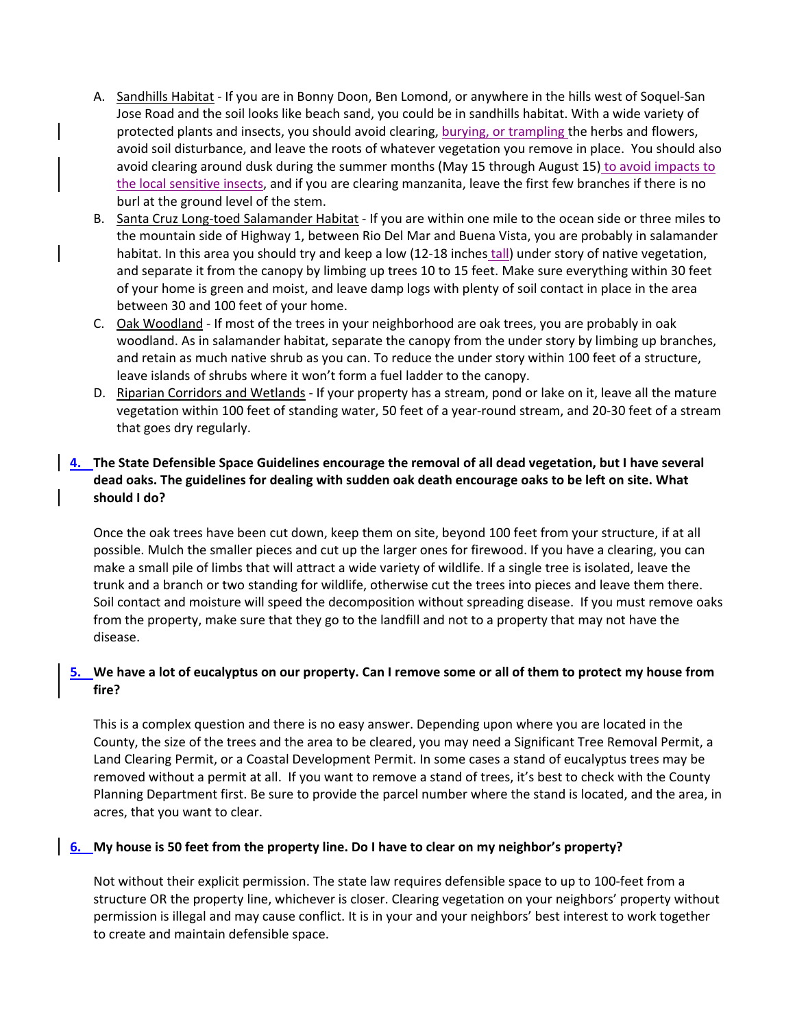A. Sandhills Habitat - If you are in Bonny Doon, Ben Lomond, or anywhere in the hills west of Soquel-San Jose Road and the soil looks like beach sand, you could be in sandhills habitat. With a wide variety of protected plants and insects, you should avoid clearing, burying, or trampling the herbs and flowers, avoid soil disturbance, and leave the roots of whatever vegetation you remove in place. You should also avoid clearing around dusk during the summer months (May 15 through August 15) to avoid impacts to the local sensitive insects, and if you are clearing manzanita, leave the first few branches if there is no burl at the ground level of the stem.

B. Santa Cruz Long-toed Salamander Habitat - If you are within one mile to the ocean side or three miles to the mountain side of Highway 1, between Rio Del Mar and Buena Vista, you are probably in salamander habitat. In this area you should try and keep a low (12-18 inches tall) under story of native vegetation, and separate it from the canopy by limbing up trees 10 to 15 feet. Make sure everything within 30 feet of your home is green and moist, and leave damp logs with plenty of soil contact in place in the area between 30 and 100 feet of your home.

C. Oak Woodland - If most of the trees in your neighborhood are oak trees, you are probably in oak woodland. As in salamander habitat, separate the canopy from the under story by limbing up branches, and retain as much native shrub as you can. To reduce the under story within 100 feet of a structure, leave islands of shrubs where it won't form a fuel ladder to the canopy.

D. Riparian Corridors and Wetlands - If your property has a stream, pond or lake on it, leave all the mature vegetation within 100 feet of standing water, 50 feet of a year-round stream, and 20-30 feet of a stream that goes dry regularly.

**4. The State Defensible Space Guidelines encourage the removal of all dead vegetation, but I have several dead oaks. The guidelines for dealing with sudden oak death encourage oaks to be left on site. What should I do?**

Once the oak trees have been cut down, keep them on site, beyond 100 feet from your structure, if at all possible. Mulch the smaller pieces and cut up the larger ones for firewood. If you have a clearing, you can make a small pile of limbs that will attract a wide variety of wildlife. If a single tree is isolated, leave the trunk and a branch or two standing for wildlife, otherwise cut the trees into pieces and leave them there. Soil contact and moisture will speed the decomposition without spreading disease. If you must remove oaks from the property, make sure that they go to the landfill and not to a property that may not have the disease.

**5. We have a lot of eucalyptus on our property. Can I remove some or all of them to protect my house from fire?**

This is a complex question and there is no easy answer. Depending upon where you are located in the County, the size of the trees and the area to be cleared, you may need a Significant Tree Removal Permit, a Land Clearing Permit, or a Coastal Development Permit. In some cases a stand of eucalyptus trees may be removed without a permit at all. If you want to remove a stand of trees, it's best to check with the County Planning Department first. Be sure to provide the parcel number where the stand is located, and the area, in acres, that you want to clear.

**6. My house is 50 feet from the property line. Do I have to clear on my neighbor's property?**

Not without their explicit permission. The state law requires defensible space to up to 100-feet from a structure OR the property line, whichever is closer. Clearing vegetation on your neighbors' property without permission is illegal and may cause conflict. It is in your and your neighbors' best interest to work together to create and maintain defensible space.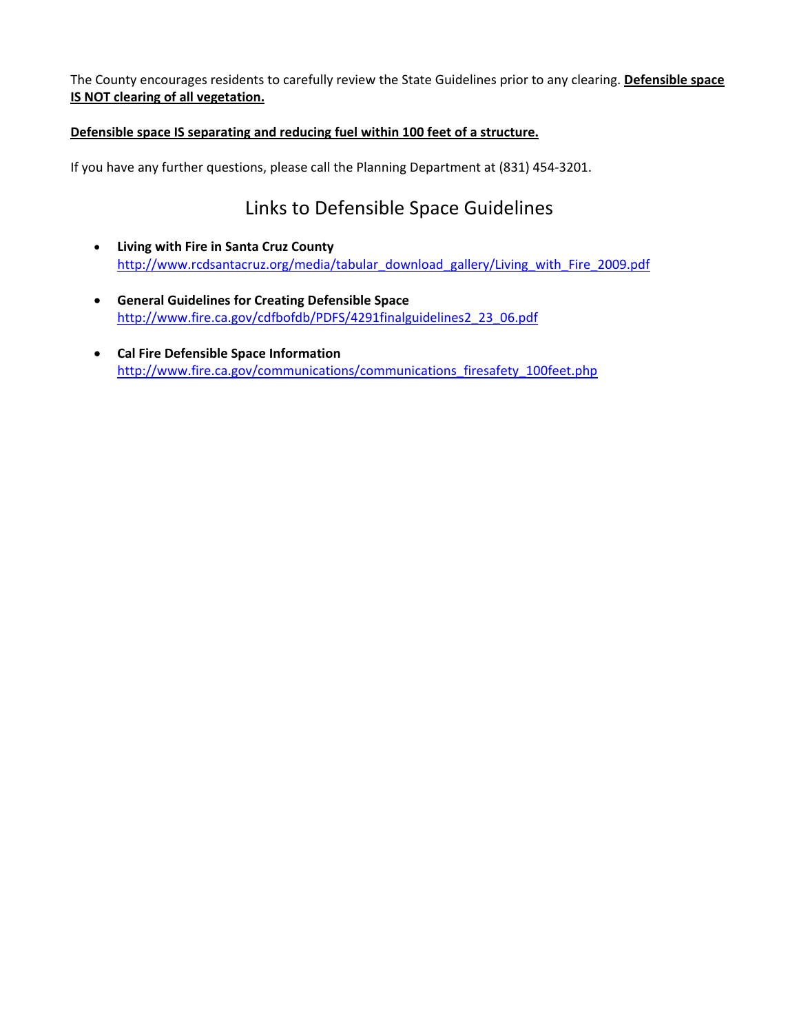The County encourages residents to carefully review the State Guidelines prior to any clearing. **Defensible space IS NOT clearing of all vegetation.**

**Defensible space IS separating and reducing fuel within 100 feet of a structure.**

If you have any further questions, please call the Planning Department at (831) 454-3201.

## Links to Defensible Space Guidelines

- **Living with Fire in Santa Cruz County**
  http://www.rcdsantacruz.org/media/tabular_download_gallery/Living_with_Fire_2009.pdf

- **General Guidelines for Creating Defensible Space**
  http://www.fire.ca.gov/cdfbofdb/PDFS/4291finalguidelines2_23_06.pdf

- **Cal Fire Defensible Space Information**
  http://www.fire.ca.gov/communications/communications_firesafety_100feet.php